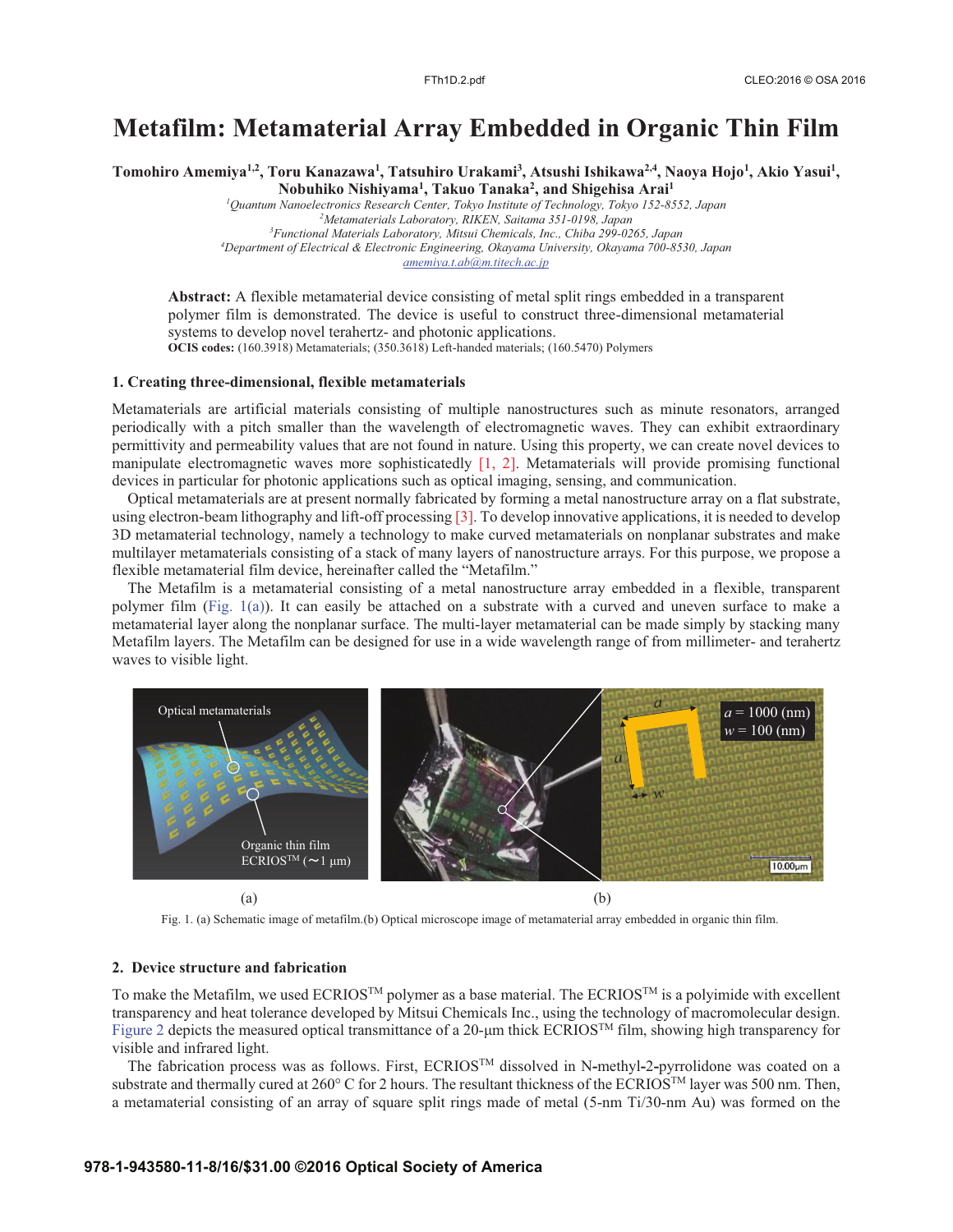# Metafilm: Metamaterial Array Embedded in Organic Thin Film

**Tomohiro Amemiya[1,2], Toru Kanazawa[1], Tatsuhiro Urakami[3], Atsushi Ishikawa[2,4], Naoya Hojo[1], Akio Yasui[1], Nobuhiko Nishiyama[1], Takuo Tanaka[2], and Shigehisa Arai[1]**

[1]*Quantum Nanoelectronics Research Center, Tokyo Institute of Technology, Tokyo 152-8552, Japan*
[2]*Metamaterials Laboratory, RIKEN, Saitama 351-0198, Japan*
[3]*Functional Materials Laboratory, Mitsui Chemicals, Inc., Chiba 299-0265, Japan*
[4]*Department of Electrical & Electronic Engineering, Okayama University, Okayama 700-8530, Japan*
amemiya.t.ab@m.titech.ac.jp

**Abstract:** A flexible metamaterial device consisting of metal split rings embedded in a transparent polymer film is demonstrated. The device is useful to construct three-dimensional metamaterial systems to develop novel terahertz- and photonic applications.
**OCIS codes:** (160.3918) Metamaterials; (350.3618) Left-handed materials; (160.5470) Polymers

## 1. Creating three-dimensional, flexible metamaterials

Metamaterials are artificial materials consisting of multiple nanostructures such as minute resonators, arranged periodically with a pitch smaller than the wavelength of electromagnetic waves. They can exhibit extraordinary permittivity and permeability values that are not found in nature. Using this property, we can create novel devices to manipulate electromagnetic waves more sophisticatedly [1, 2]. Metamaterials will provide promising functional devices in particular for photonic applications such as optical imaging, sensing, and communication.

Optical metamaterials are at present normally fabricated by forming a metal nanostructure array on a flat substrate, using electron-beam lithography and lift-off processing [3]. To develop innovative applications, it is needed to develop 3D metamaterial technology, namely a technology to make curved metamaterials on nonplanar substrates and make multilayer metamaterials consisting of a stack of many layers of nanostructure arrays. For this purpose, we propose a flexible metamaterial film device, hereinafter called the "Metafilm."

The Metafilm is a metamaterial consisting of a metal nanostructure array embedded in a flexible, transparent polymer film (Fig. 1(a)). It can easily be attached on a substrate with a curved and uneven surface to make a metamaterial layer along the nonplanar surface. The multi-layer metamaterial can be made simply by stacking many Metafilm layers. The Metafilm can be designed for use in a wide wavelength range of from millimeter- and terahertz waves to visible light.

Fig. 1. (a) Schematic image of metafilm.(b) Optical microscope image of metamaterial array embedded in organic thin film.

## 2. Device structure and fabrication

To make the Metafilm, we used ECRIOS™ polymer as a base material. The ECRIOS™ is a polyimide with excellent transparency and heat tolerance developed by Mitsui Chemicals Inc., using the technology of macromolecular design. Figure 2 depicts the measured optical transmittance of a 20-μm thick ECRIOS™ film, showing high transparency for visible and infrared light.

The fabrication process was as follows. First, ECRIOS™ dissolved in N-methyl-2-pyrrolidone was coated on a substrate and thermally cured at 260° C for 2 hours. The resultant thickness of the ECRIOS™ layer was 500 nm. Then, a metamaterial consisting of an array of square split rings made of metal (5-nm Ti/30-nm Au) was formed on the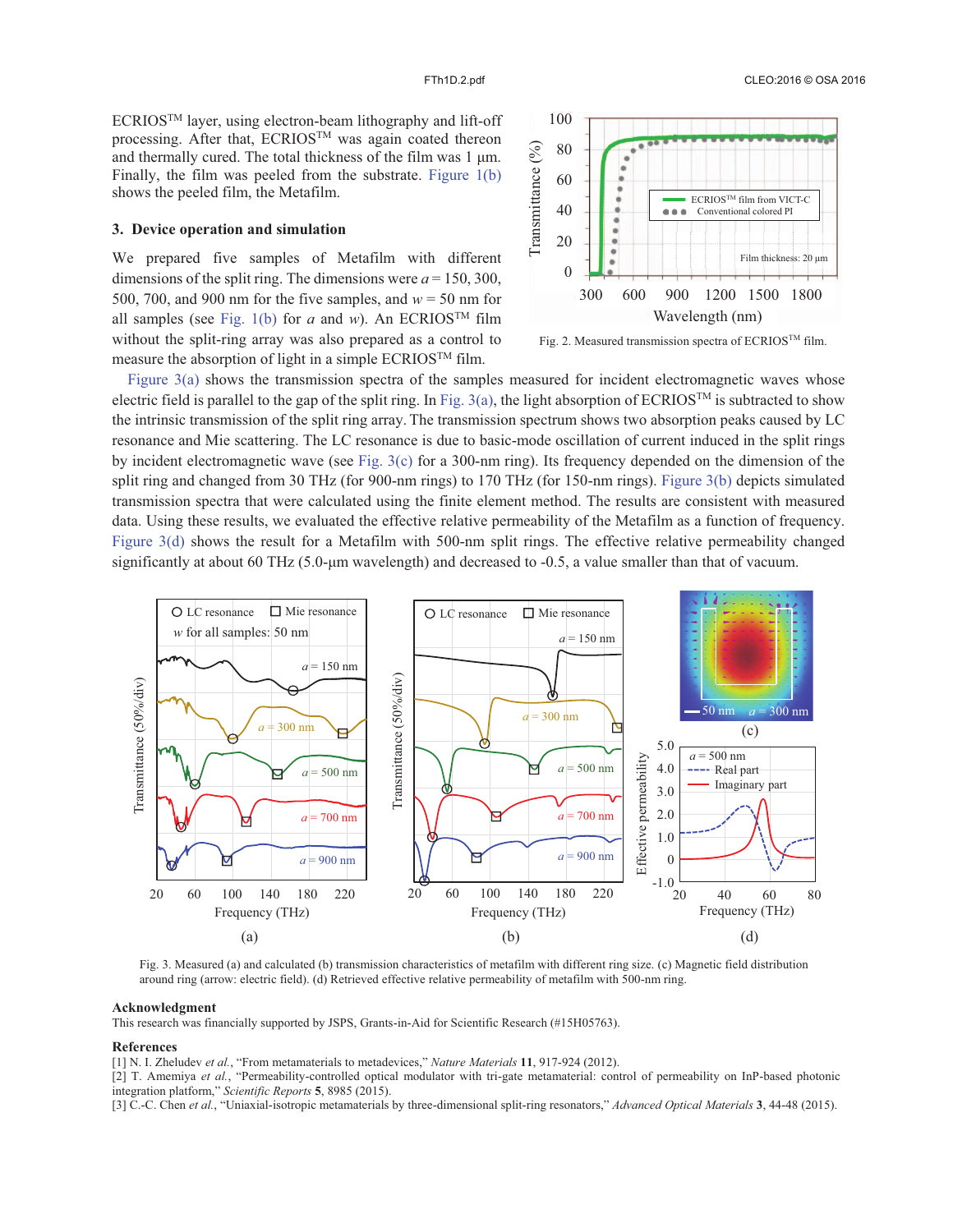ECRIOS™ layer, using electron-beam lithography and lift-off processing. After that, ECRIOS™ was again coated thereon and thermally cured. The total thickness of the film was 1 μm. Finally, the film was peeled from the substrate. Figure 1(b) shows the peeled film, the Metafilm.

### 3. Device operation and simulation

We prepared five samples of Metafilm with different dimensions of the split ring. The dimensions were $a = 150$, 300, 500, 700, and 900 nm for the five samples, and $w = 50$ nm for all samples (see Fig. 1(b) for $a$ and $w$). An ECRIOS™ film without the split-ring array was also prepared as a control to measure the absorption of light in a simple ECRIOS™ film.

Transmittance (%)
100
80
60
40
20
0
300 600 900 1200 1500 1800
Wavelength (nm)
ECRIOS™ film from VICT-C
Conventional colored PI
Film thickness: 20 μm

Fig. 2. Measured transmission spectra of ECRIOS™ film.

Figure 3(a) shows the transmission spectra of the samples measured for incident electromagnetic waves whose electric field is parallel to the gap of the split ring. In Fig. 3(a), the light absorption of ECRIOS™ is subtracted to show the intrinsic transmission of the split ring array. The transmission spectrum shows two absorption peaks caused by LC resonance and Mie scattering. The LC resonance is due to basic-mode oscillation of current induced in the split rings by incident electromagnetic wave (see Fig. 3(c) for a 300-nm ring). Its frequency depended on the dimension of the split ring and changed from 30 THz (for 900-nm rings) to 170 THz (for 150-nm rings). Figure 3(b) depicts simulated transmission spectra that were calculated using the finite element method. The results are consistent with measured data. Using these results, we evaluated the effective relative permeability of the Metafilm as a function of frequency. Figure 3(d) shows the result for a Metafilm with 500-nm split rings. The effective relative permeability changed significantly at about 60 THz (5.0-μm wavelength) and decreased to -0.5, a value smaller than that of vacuum.

(a)
LC resonance
Mie resonance
$w$ for all samples: 50 nm
$a$ = 150 nm
$a$ = 300 nm
$a$ = 500 nm
$a$ = 700 nm
$a$ = 900 nm
Transmittance (50%/div)
20 60 100 140 180 220
Frequency (THz)

(b)
LC resonance
Mie resonance
$a$ = 150 nm
$a$ = 300 nm
$a$ = 500 nm
$a$ = 700 nm
$a$ = 900 nm
Transmittance (50%/div)
20 60 100 140 180 220
Frequency (THz)

(c)
50 nm
$a$ = 300 nm

(d)
$a$ = 500 nm
Real part
Imaginary part
Effective permeability
5.0
4.0
3.0
2.0
1.0
0
-1.0
20 40 60 80
Frequency (THz)

Fig. 3. Measured (a) and calculated (b) transmission characteristics of metafilm with different ring size. (c) Magnetic field distribution around ring (arrow: electric field). (d) Retrieved effective relative permeability of metafilm with 500-nm ring.

### Acknowledgment

This research was financially supported by JSPS, Grants-in-Aid for Scientific Research (#15H05763).

### References

[1] N. I. Zheludev *et al.*, "From metamaterials to metadevices," *Nature Materials* **11**, 917-924 (2012).

[2] T. Amemiya *et al.*, "Permeability-controlled optical modulator with tri-gate metamaterial: control of permeability on InP-based photonic integration platform," *Scientific Reports* **5**, 8985 (2015).

[3] C.-C. Chen *et al.*, "Uniaxial-isotropic metamaterials by three-dimensional split-ring resonators," *Advanced Optical Materials* **3**, 44-48 (2015).